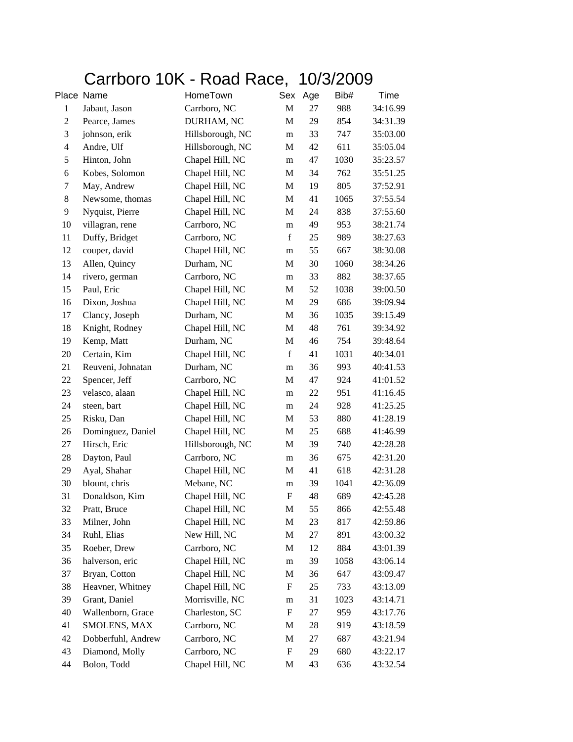# Carrboro 10K - Road Race, 10/3/2009

| Place | Name | HomeTown | Sex | Age | Bib# | Time |
|---|---|---|---|---|---|---|
| 1 | Jabaut, Jason | Carrboro, NC | M | 27 | 988 | 34:16.99 |
| 2 | Pearce, James | DURHAM, NC | M | 29 | 854 | 34:31.39 |
| 3 | johnson, erik | Hillsborough, NC | m | 33 | 747 | 35:03.00 |
| 4 | Andre, Ulf | Hillsborough, NC | M | 42 | 611 | 35:05.04 |
| 5 | Hinton, John | Chapel Hill, NC | m | 47 | 1030 | 35:23.57 |
| 6 | Kobes, Solomon | Chapel Hill, NC | M | 34 | 762 | 35:51.25 |
| 7 | May, Andrew | Chapel Hill, NC | M | 19 | 805 | 37:52.91 |
| 8 | Newsome, thomas | Chapel Hill, NC | M | 41 | 1065 | 37:55.54 |
| 9 | Nyquist, Pierre | Chapel Hill, NC | M | 24 | 838 | 37:55.60 |
| 10 | villagran, rene | Carrboro, NC | m | 49 | 953 | 38:21.74 |
| 11 | Duffy, Bridget | Carrboro, NC | f | 25 | 989 | 38:27.63 |
| 12 | couper, david | Chapel Hill, NC | m | 55 | 667 | 38:30.08 |
| 13 | Allen, Quincy | Durham, NC | M | 30 | 1060 | 38:34.26 |
| 14 | rivero, german | Carrboro, NC | m | 33 | 882 | 38:37.65 |
| 15 | Paul, Eric | Chapel Hill, NC | M | 52 | 1038 | 39:00.50 |
| 16 | Dixon, Joshua | Chapel Hill, NC | M | 29 | 686 | 39:09.94 |
| 17 | Clancy, Joseph | Durham, NC | M | 36 | 1035 | 39:15.49 |
| 18 | Knight, Rodney | Chapel Hill, NC | M | 48 | 761 | 39:34.92 |
| 19 | Kemp, Matt | Durham, NC | M | 46 | 754 | 39:48.64 |
| 20 | Certain, Kim | Chapel Hill, NC | f | 41 | 1031 | 40:34.01 |
| 21 | Reuveni, Johnatan | Durham, NC | m | 36 | 993 | 40:41.53 |
| 22 | Spencer, Jeff | Carrboro, NC | M | 47 | 924 | 41:01.52 |
| 23 | velasco, alaan | Chapel Hill, NC | m | 22 | 951 | 41:16.45 |
| 24 | steen, bart | Chapel Hill, NC | m | 24 | 928 | 41:25.25 |
| 25 | Risku, Dan | Chapel Hill, NC | M | 53 | 880 | 41:28.19 |
| 26 | Dominguez, Daniel | Chapel Hill, NC | M | 25 | 688 | 41:46.99 |
| 27 | Hirsch, Eric | Hillsborough, NC | M | 39 | 740 | 42:28.28 |
| 28 | Dayton, Paul | Carrboro, NC | m | 36 | 675 | 42:31.20 |
| 29 | Ayal, Shahar | Chapel Hill, NC | M | 41 | 618 | 42:31.28 |
| 30 | blount, chris | Mebane, NC | m | 39 | 1041 | 42:36.09 |
| 31 | Donaldson, Kim | Chapel Hill, NC | F | 48 | 689 | 42:45.28 |
| 32 | Pratt, Bruce | Chapel Hill, NC | M | 55 | 866 | 42:55.48 |
| 33 | Milner, John | Chapel Hill, NC | M | 23 | 817 | 42:59.86 |
| 34 | Ruhl, Elias | New Hill, NC | M | 27 | 891 | 43:00.32 |
| 35 | Roeber, Drew | Carrboro, NC | M | 12 | 884 | 43:01.39 |
| 36 | halverson, eric | Chapel Hill, NC | m | 39 | 1058 | 43:06.14 |
| 37 | Bryan, Cotton | Chapel Hill, NC | M | 36 | 647 | 43:09.47 |
| 38 | Heavner, Whitney | Chapel Hill, NC | F | 25 | 733 | 43:13.09 |
| 39 | Grant, Daniel | Morrisville, NC | m | 31 | 1023 | 43:14.71 |
| 40 | Wallenborn, Grace | Charleston, SC | F | 27 | 959 | 43:17.76 |
| 41 | SMOLENS, MAX | Carrboro, NC | M | 28 | 919 | 43:18.59 |
| 42 | Dobberfuhl, Andrew | Carrboro, NC | M | 27 | 687 | 43:21.94 |
| 43 | Diamond, Molly | Carrboro, NC | F | 29 | 680 | 43:22.17 |
| 44 | Bolon, Todd | Chapel Hill, NC | M | 43 | 636 | 43:32.54 |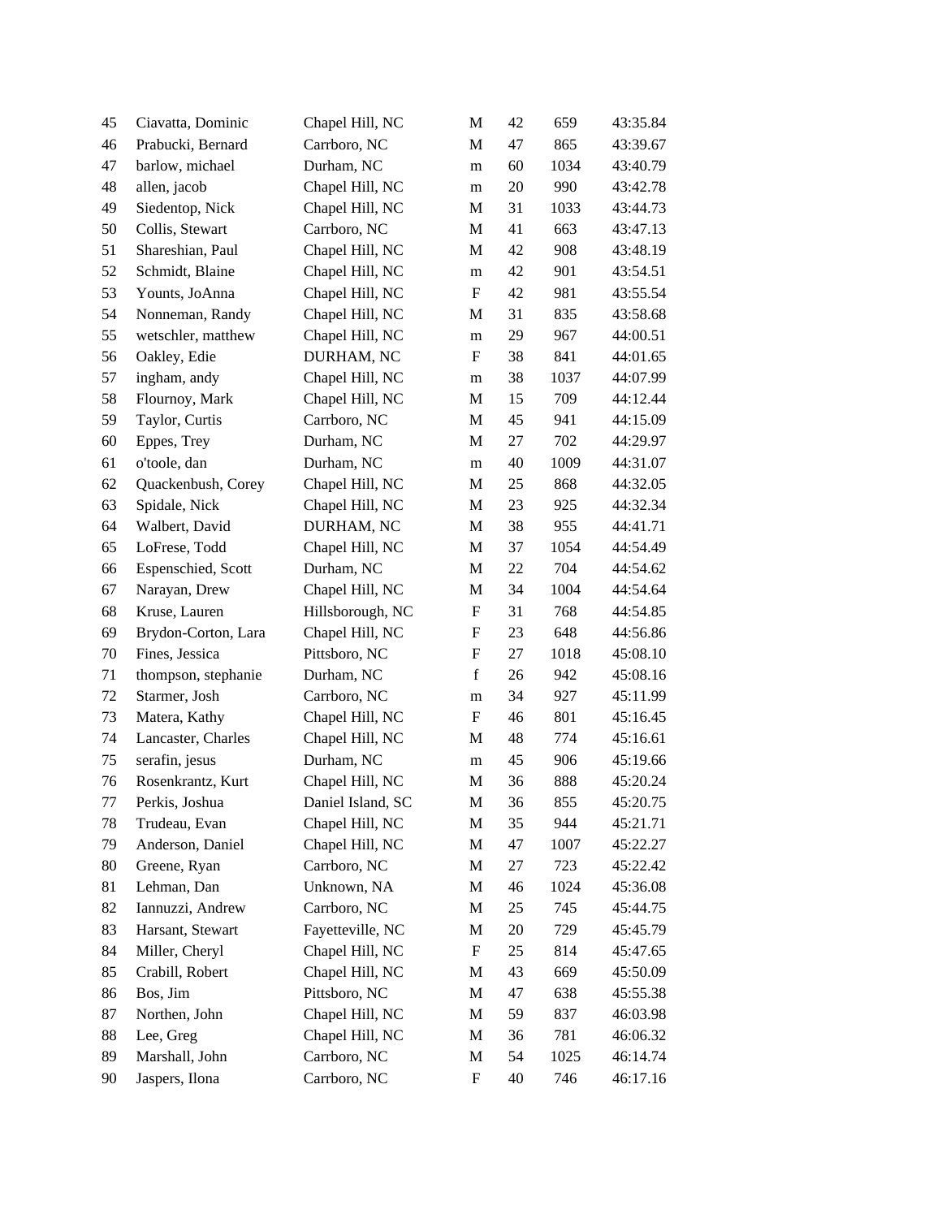| | | | | | | |
|---|---|---|---|---|---|---|
| 45 | Ciavatta, Dominic | Chapel Hill, NC | M | 42 | 659 | 43:35.84 |
| 46 | Prabucki, Bernard | Carrboro, NC | M | 47 | 865 | 43:39.67 |
| 47 | barlow, michael | Durham, NC | m | 60 | 1034 | 43:40.79 |
| 48 | allen, jacob | Chapel Hill, NC | m | 20 | 990 | 43:42.78 |
| 49 | Siedentop, Nick | Chapel Hill, NC | M | 31 | 1033 | 43:44.73 |
| 50 | Collis, Stewart | Carrboro, NC | M | 41 | 663 | 43:47.13 |
| 51 | Shareshian, Paul | Chapel Hill, NC | M | 42 | 908 | 43:48.19 |
| 52 | Schmidt, Blaine | Chapel Hill, NC | m | 42 | 901 | 43:54.51 |
| 53 | Younts, JoAnna | Chapel Hill, NC | F | 42 | 981 | 43:55.54 |
| 54 | Nonneman, Randy | Chapel Hill, NC | M | 31 | 835 | 43:58.68 |
| 55 | wetschler, matthew | Chapel Hill, NC | m | 29 | 967 | 44:00.51 |
| 56 | Oakley, Edie | DURHAM, NC | F | 38 | 841 | 44:01.65 |
| 57 | ingham, andy | Chapel Hill, NC | m | 38 | 1037 | 44:07.99 |
| 58 | Flournoy, Mark | Chapel Hill, NC | M | 15 | 709 | 44:12.44 |
| 59 | Taylor, Curtis | Carrboro, NC | M | 45 | 941 | 44:15.09 |
| 60 | Eppes, Trey | Durham, NC | M | 27 | 702 | 44:29.97 |
| 61 | o'toole, dan | Durham, NC | m | 40 | 1009 | 44:31.07 |
| 62 | Quackenbush, Corey | Chapel Hill, NC | M | 25 | 868 | 44:32.05 |
| 63 | Spidale, Nick | Chapel Hill, NC | M | 23 | 925 | 44:32.34 |
| 64 | Walbert, David | DURHAM, NC | M | 38 | 955 | 44:41.71 |
| 65 | LoFrese, Todd | Chapel Hill, NC | M | 37 | 1054 | 44:54.49 |
| 66 | Espenschied, Scott | Durham, NC | M | 22 | 704 | 44:54.62 |
| 67 | Narayan, Drew | Chapel Hill, NC | M | 34 | 1004 | 44:54.64 |
| 68 | Kruse, Lauren | Hillsborough, NC | F | 31 | 768 | 44:54.85 |
| 69 | Brydon-Corton, Lara | Chapel Hill, NC | F | 23 | 648 | 44:56.86 |
| 70 | Fines, Jessica | Pittsboro, NC | F | 27 | 1018 | 45:08.10 |
| 71 | thompson, stephanie | Durham, NC | f | 26 | 942 | 45:08.16 |
| 72 | Starmer, Josh | Carrboro, NC | m | 34 | 927 | 45:11.99 |
| 73 | Matera, Kathy | Chapel Hill, NC | F | 46 | 801 | 45:16.45 |
| 74 | Lancaster, Charles | Chapel Hill, NC | M | 48 | 774 | 45:16.61 |
| 75 | serafin, jesus | Durham, NC | m | 45 | 906 | 45:19.66 |
| 76 | Rosenkrantz, Kurt | Chapel Hill, NC | M | 36 | 888 | 45:20.24 |
| 77 | Perkis, Joshua | Daniel Island, SC | M | 36 | 855 | 45:20.75 |
| 78 | Trudeau, Evan | Chapel Hill, NC | M | 35 | 944 | 45:21.71 |
| 79 | Anderson, Daniel | Chapel Hill, NC | M | 47 | 1007 | 45:22.27 |
| 80 | Greene, Ryan | Carrboro, NC | M | 27 | 723 | 45:22.42 |
| 81 | Lehman, Dan | Unknown, NA | M | 46 | 1024 | 45:36.08 |
| 82 | Iannuzzi, Andrew | Carrboro, NC | M | 25 | 745 | 45:44.75 |
| 83 | Harsant, Stewart | Fayetteville, NC | M | 20 | 729 | 45:45.79 |
| 84 | Miller, Cheryl | Chapel Hill, NC | F | 25 | 814 | 45:47.65 |
| 85 | Crabill, Robert | Chapel Hill, NC | M | 43 | 669 | 45:50.09 |
| 86 | Bos, Jim | Pittsboro, NC | M | 47 | 638 | 45:55.38 |
| 87 | Northen, John | Chapel Hill, NC | M | 59 | 837 | 46:03.98 |
| 88 | Lee, Greg | Chapel Hill, NC | M | 36 | 781 | 46:06.32 |
| 89 | Marshall, John | Carrboro, NC | M | 54 | 1025 | 46:14.74 |
| 90 | Jaspers, Ilona | Carrboro, NC | F | 40 | 746 | 46:17.16 |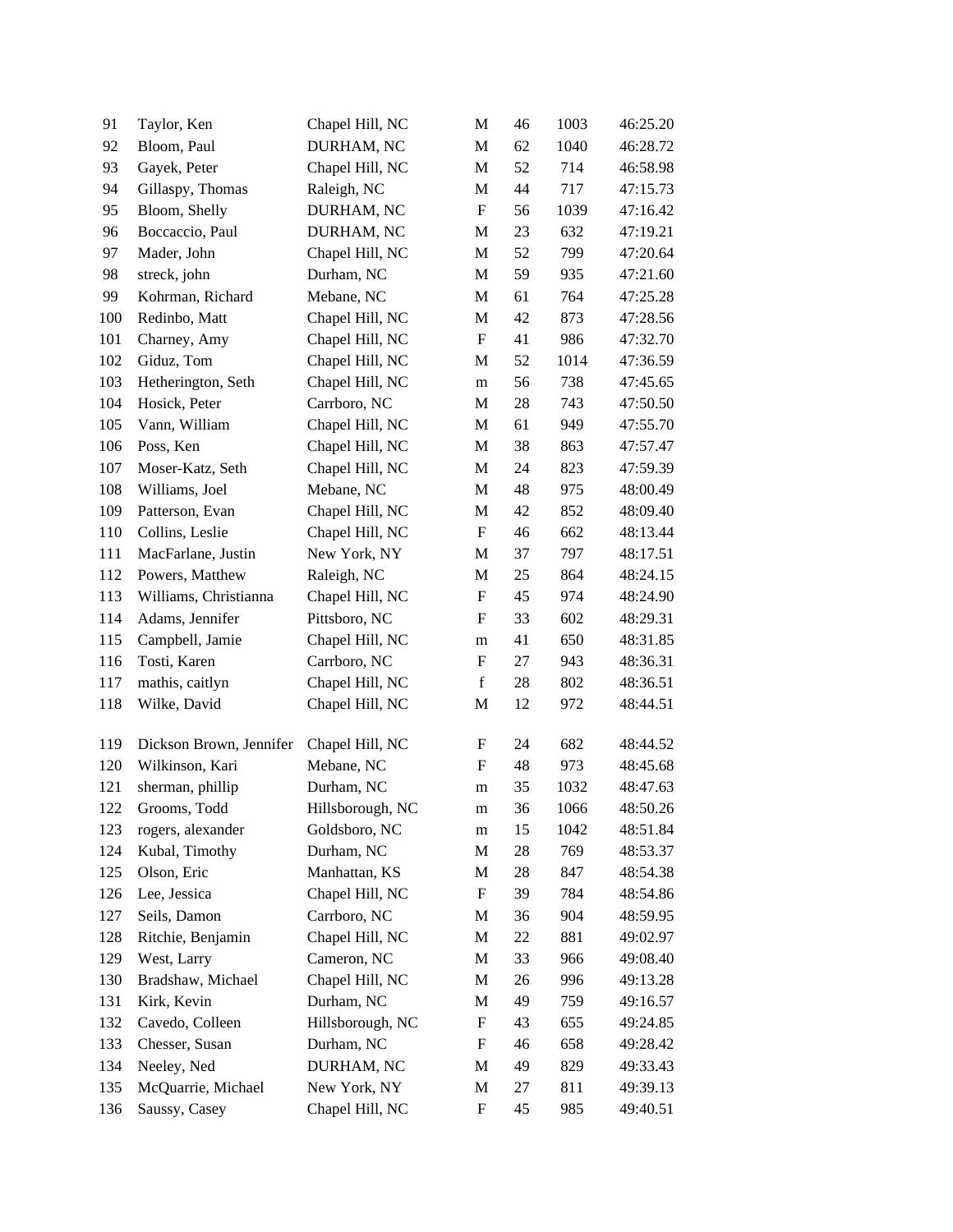| | | | | | | |
|---|---|---|---|---|---|---|
| 91 | Taylor, Ken | Chapel Hill, NC | M | 46 | 1003 | 46:25.20 |
| 92 | Bloom, Paul | DURHAM, NC | M | 62 | 1040 | 46:28.72 |
| 93 | Gayek, Peter | Chapel Hill, NC | M | 52 | 714 | 46:58.98 |
| 94 | Gillaspy, Thomas | Raleigh, NC | M | 44 | 717 | 47:15.73 |
| 95 | Bloom, Shelly | DURHAM, NC | F | 56 | 1039 | 47:16.42 |
| 96 | Boccaccio, Paul | DURHAM, NC | M | 23 | 632 | 47:19.21 |
| 97 | Mader, John | Chapel Hill, NC | M | 52 | 799 | 47:20.64 |
| 98 | streck, john | Durham, NC | M | 59 | 935 | 47:21.60 |
| 99 | Kohrman, Richard | Mebane, NC | M | 61 | 764 | 47:25.28 |
| 100 | Redinbo, Matt | Chapel Hill, NC | M | 42 | 873 | 47:28.56 |
| 101 | Charney, Amy | Chapel Hill, NC | F | 41 | 986 | 47:32.70 |
| 102 | Giduz, Tom | Chapel Hill, NC | M | 52 | 1014 | 47:36.59 |
| 103 | Hetherington, Seth | Chapel Hill, NC | m | 56 | 738 | 47:45.65 |
| 104 | Hosick, Peter | Carrboro, NC | M | 28 | 743 | 47:50.50 |
| 105 | Vann, William | Chapel Hill, NC | M | 61 | 949 | 47:55.70 |
| 106 | Poss, Ken | Chapel Hill, NC | M | 38 | 863 | 47:57.47 |
| 107 | Moser-Katz, Seth | Chapel Hill, NC | M | 24 | 823 | 47:59.39 |
| 108 | Williams, Joel | Mebane, NC | M | 48 | 975 | 48:00.49 |
| 109 | Patterson, Evan | Chapel Hill, NC | M | 42 | 852 | 48:09.40 |
| 110 | Collins, Leslie | Chapel Hill, NC | F | 46 | 662 | 48:13.44 |
| 111 | MacFarlane, Justin | New York, NY | M | 37 | 797 | 48:17.51 |
| 112 | Powers, Matthew | Raleigh, NC | M | 25 | 864 | 48:24.15 |
| 113 | Williams, Christianna | Chapel Hill, NC | F | 45 | 974 | 48:24.90 |
| 114 | Adams, Jennifer | Pittsboro, NC | F | 33 | 602 | 48:29.31 |
| 115 | Campbell, Jamie | Chapel Hill, NC | m | 41 | 650 | 48:31.85 |
| 116 | Tosti, Karen | Carrboro, NC | F | 27 | 943 | 48:36.31 |
| 117 | mathis, caitlyn | Chapel Hill, NC | f | 28 | 802 | 48:36.51 |
| 118 | Wilke, David | Chapel Hill, NC | M | 12 | 972 | 48:44.51 |
| 119 | Dickson Brown, Jennifer | Chapel Hill, NC | F | 24 | 682 | 48:44.52 |
| 120 | Wilkinson, Kari | Mebane, NC | F | 48 | 973 | 48:45.68 |
| 121 | sherman, phillip | Durham, NC | m | 35 | 1032 | 48:47.63 |
| 122 | Grooms, Todd | Hillsborough, NC | m | 36 | 1066 | 48:50.26 |
| 123 | rogers, alexander | Goldsboro, NC | m | 15 | 1042 | 48:51.84 |
| 124 | Kubal, Timothy | Durham, NC | M | 28 | 769 | 48:53.37 |
| 125 | Olson, Eric | Manhattan, KS | M | 28 | 847 | 48:54.38 |
| 126 | Lee, Jessica | Chapel Hill, NC | F | 39 | 784 | 48:54.86 |
| 127 | Seils, Damon | Carrboro, NC | M | 36 | 904 | 48:59.95 |
| 128 | Ritchie, Benjamin | Chapel Hill, NC | M | 22 | 881 | 49:02.97 |
| 129 | West, Larry | Cameron, NC | M | 33 | 966 | 49:08.40 |
| 130 | Bradshaw, Michael | Chapel Hill, NC | M | 26 | 996 | 49:13.28 |
| 131 | Kirk, Kevin | Durham, NC | M | 49 | 759 | 49:16.57 |
| 132 | Cavedo, Colleen | Hillsborough, NC | F | 43 | 655 | 49:24.85 |
| 133 | Chesser, Susan | Durham, NC | F | 46 | 658 | 49:28.42 |
| 134 | Neeley, Ned | DURHAM, NC | M | 49 | 829 | 49:33.43 |
| 135 | McQuarrie, Michael | New York, NY | M | 27 | 811 | 49:39.13 |
| 136 | Saussy, Casey | Chapel Hill, NC | F | 45 | 985 | 49:40.51 |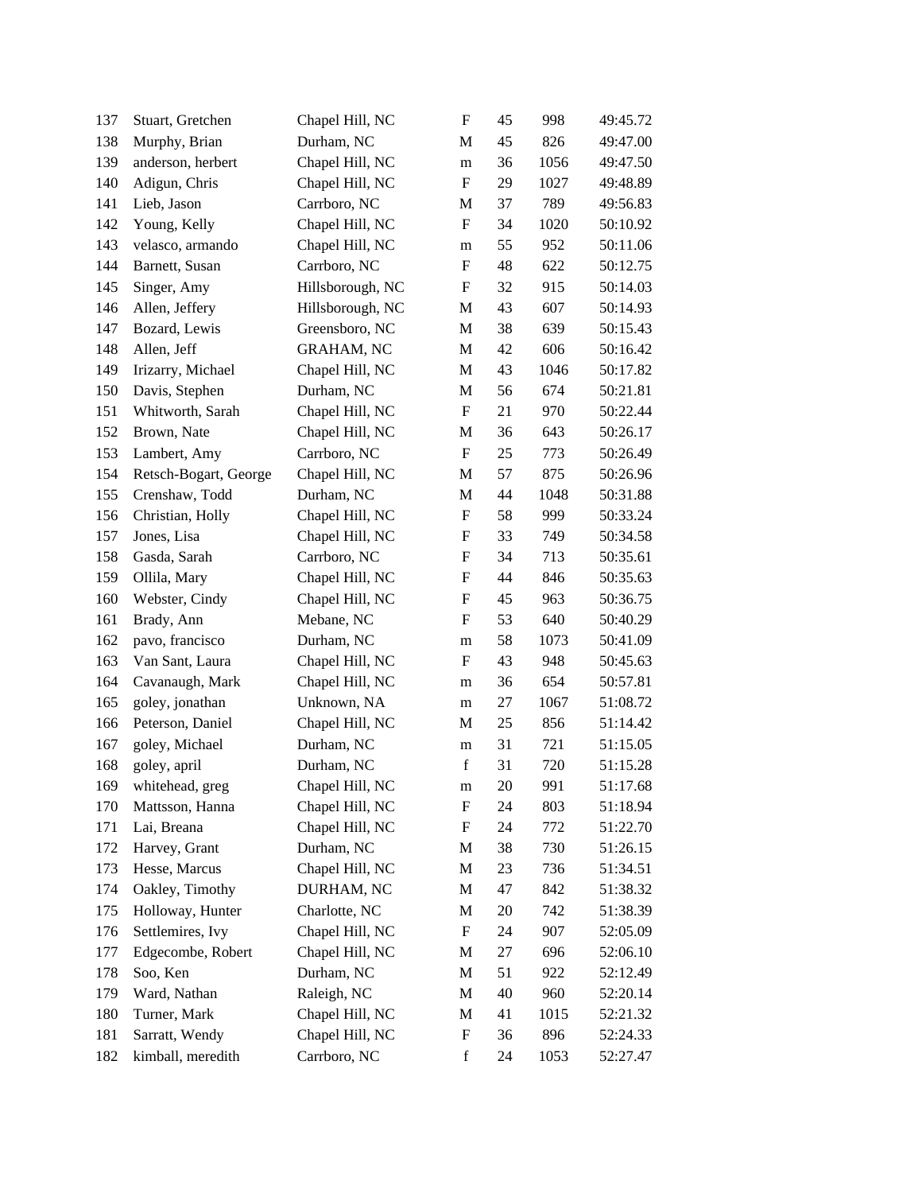| | | | | | | |
|---|---|---|---|---|---|---|
| 137 | Stuart, Gretchen | Chapel Hill, NC | F | 45 | 998 | 49:45.72 |
| 138 | Murphy, Brian | Durham, NC | M | 45 | 826 | 49:47.00 |
| 139 | anderson, herbert | Chapel Hill, NC | m | 36 | 1056 | 49:47.50 |
| 140 | Adigun, Chris | Chapel Hill, NC | F | 29 | 1027 | 49:48.89 |
| 141 | Lieb, Jason | Carrboro, NC | M | 37 | 789 | 49:56.83 |
| 142 | Young, Kelly | Chapel Hill, NC | F | 34 | 1020 | 50:10.92 |
| 143 | velasco, armando | Chapel Hill, NC | m | 55 | 952 | 50:11.06 |
| 144 | Barnett, Susan | Carrboro, NC | F | 48 | 622 | 50:12.75 |
| 145 | Singer, Amy | Hillsborough, NC | F | 32 | 915 | 50:14.03 |
| 146 | Allen, Jeffery | Hillsborough, NC | M | 43 | 607 | 50:14.93 |
| 147 | Bozard, Lewis | Greensboro, NC | M | 38 | 639 | 50:15.43 |
| 148 | Allen, Jeff | GRAHAM, NC | M | 42 | 606 | 50:16.42 |
| 149 | Irizarry, Michael | Chapel Hill, NC | M | 43 | 1046 | 50:17.82 |
| 150 | Davis, Stephen | Durham, NC | M | 56 | 674 | 50:21.81 |
| 151 | Whitworth, Sarah | Chapel Hill, NC | F | 21 | 970 | 50:22.44 |
| 152 | Brown, Nate | Chapel Hill, NC | M | 36 | 643 | 50:26.17 |
| 153 | Lambert, Amy | Carrboro, NC | F | 25 | 773 | 50:26.49 |
| 154 | Retsch-Bogart, George | Chapel Hill, NC | M | 57 | 875 | 50:26.96 |
| 155 | Crenshaw, Todd | Durham, NC | M | 44 | 1048 | 50:31.88 |
| 156 | Christian, Holly | Chapel Hill, NC | F | 58 | 999 | 50:33.24 |
| 157 | Jones, Lisa | Chapel Hill, NC | F | 33 | 749 | 50:34.58 |
| 158 | Gasda, Sarah | Carrboro, NC | F | 34 | 713 | 50:35.61 |
| 159 | Ollila, Mary | Chapel Hill, NC | F | 44 | 846 | 50:35.63 |
| 160 | Webster, Cindy | Chapel Hill, NC | F | 45 | 963 | 50:36.75 |
| 161 | Brady, Ann | Mebane, NC | F | 53 | 640 | 50:40.29 |
| 162 | pavo, francisco | Durham, NC | m | 58 | 1073 | 50:41.09 |
| 163 | Van Sant, Laura | Chapel Hill, NC | F | 43 | 948 | 50:45.63 |
| 164 | Cavanaugh, Mark | Chapel Hill, NC | m | 36 | 654 | 50:57.81 |
| 165 | goley, jonathan | Unknown, NA | m | 27 | 1067 | 51:08.72 |
| 166 | Peterson, Daniel | Chapel Hill, NC | M | 25 | 856 | 51:14.42 |
| 167 | goley, Michael | Durham, NC | m | 31 | 721 | 51:15.05 |
| 168 | goley, april | Durham, NC | f | 31 | 720 | 51:15.28 |
| 169 | whitehead, greg | Chapel Hill, NC | m | 20 | 991 | 51:17.68 |
| 170 | Mattsson, Hanna | Chapel Hill, NC | F | 24 | 803 | 51:18.94 |
| 171 | Lai, Breana | Chapel Hill, NC | F | 24 | 772 | 51:22.70 |
| 172 | Harvey, Grant | Durham, NC | M | 38 | 730 | 51:26.15 |
| 173 | Hesse, Marcus | Chapel Hill, NC | M | 23 | 736 | 51:34.51 |
| 174 | Oakley, Timothy | DURHAM, NC | M | 47 | 842 | 51:38.32 |
| 175 | Holloway, Hunter | Charlotte, NC | M | 20 | 742 | 51:38.39 |
| 176 | Settlemires, Ivy | Chapel Hill, NC | F | 24 | 907 | 52:05.09 |
| 177 | Edgecombe, Robert | Chapel Hill, NC | M | 27 | 696 | 52:06.10 |
| 178 | Soo, Ken | Durham, NC | M | 51 | 922 | 52:12.49 |
| 179 | Ward, Nathan | Raleigh, NC | M | 40 | 960 | 52:20.14 |
| 180 | Turner, Mark | Chapel Hill, NC | M | 41 | 1015 | 52:21.32 |
| 181 | Sarratt, Wendy | Chapel Hill, NC | F | 36 | 896 | 52:24.33 |
| 182 | kimball, meredith | Carrboro, NC | f | 24 | 1053 | 52:27.47 |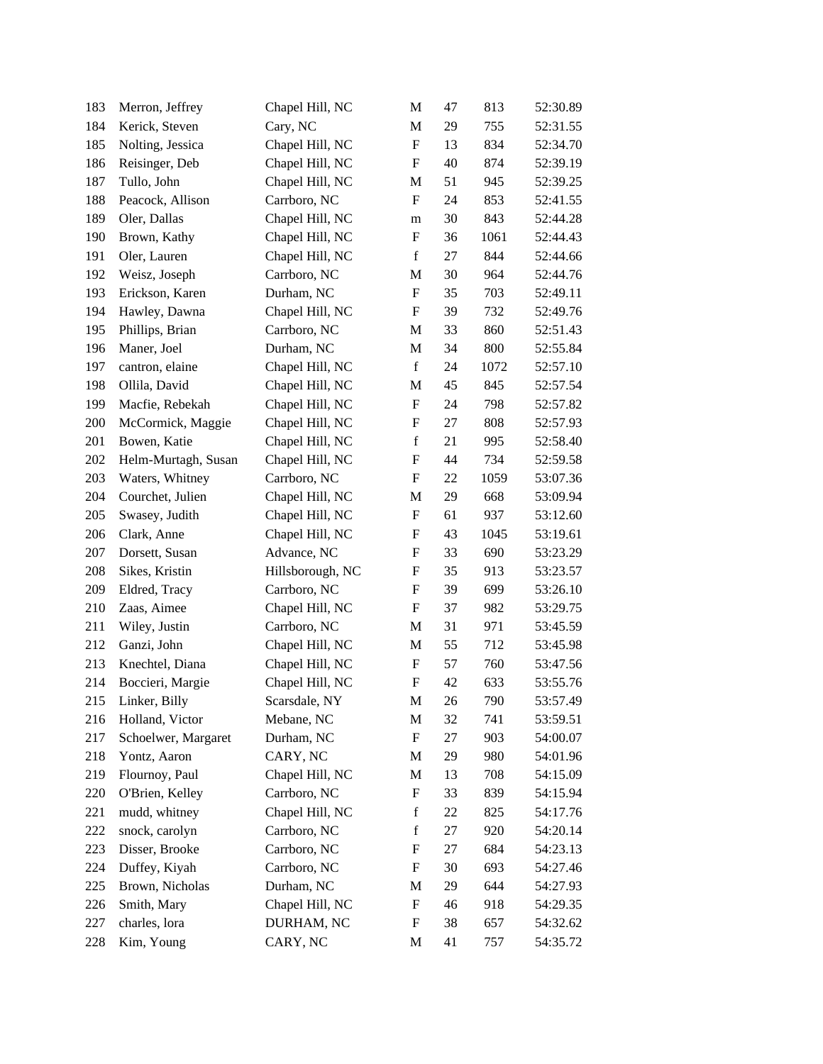| | | | | | | |
|---|---|---|---|---|---|---|
| 183 | Merron, Jeffrey | Chapel Hill, NC | M | 47 | 813 | 52:30.89 |
| 184 | Kerick, Steven | Cary, NC | M | 29 | 755 | 52:31.55 |
| 185 | Nolting, Jessica | Chapel Hill, NC | F | 13 | 834 | 52:34.70 |
| 186 | Reisinger, Deb | Chapel Hill, NC | F | 40 | 874 | 52:39.19 |
| 187 | Tullo, John | Chapel Hill, NC | M | 51 | 945 | 52:39.25 |
| 188 | Peacock, Allison | Carrboro, NC | F | 24 | 853 | 52:41.55 |
| 189 | Oler, Dallas | Chapel Hill, NC | m | 30 | 843 | 52:44.28 |
| 190 | Brown, Kathy | Chapel Hill, NC | F | 36 | 1061 | 52:44.43 |
| 191 | Oler, Lauren | Chapel Hill, NC | f | 27 | 844 | 52:44.66 |
| 192 | Weisz, Joseph | Carrboro, NC | M | 30 | 964 | 52:44.76 |
| 193 | Erickson, Karen | Durham, NC | F | 35 | 703 | 52:49.11 |
| 194 | Hawley, Dawna | Chapel Hill, NC | F | 39 | 732 | 52:49.76 |
| 195 | Phillips, Brian | Carrboro, NC | M | 33 | 860 | 52:51.43 |
| 196 | Maner, Joel | Durham, NC | M | 34 | 800 | 52:55.84 |
| 197 | cantron, elaine | Chapel Hill, NC | f | 24 | 1072 | 52:57.10 |
| 198 | Ollila, David | Chapel Hill, NC | M | 45 | 845 | 52:57.54 |
| 199 | Macfie, Rebekah | Chapel Hill, NC | F | 24 | 798 | 52:57.82 |
| 200 | McCormick, Maggie | Chapel Hill, NC | F | 27 | 808 | 52:57.93 |
| 201 | Bowen, Katie | Chapel Hill, NC | f | 21 | 995 | 52:58.40 |
| 202 | Helm-Murtagh, Susan | Chapel Hill, NC | F | 44 | 734 | 52:59.58 |
| 203 | Waters, Whitney | Carrboro, NC | F | 22 | 1059 | 53:07.36 |
| 204 | Courchet, Julien | Chapel Hill, NC | M | 29 | 668 | 53:09.94 |
| 205 | Swasey, Judith | Chapel Hill, NC | F | 61 | 937 | 53:12.60 |
| 206 | Clark, Anne | Chapel Hill, NC | F | 43 | 1045 | 53:19.61 |
| 207 | Dorsett, Susan | Advance, NC | F | 33 | 690 | 53:23.29 |
| 208 | Sikes, Kristin | Hillsborough, NC | F | 35 | 913 | 53:23.57 |
| 209 | Eldred, Tracy | Carrboro, NC | F | 39 | 699 | 53:26.10 |
| 210 | Zaas, Aimee | Chapel Hill, NC | F | 37 | 982 | 53:29.75 |
| 211 | Wiley, Justin | Carrboro, NC | M | 31 | 971 | 53:45.59 |
| 212 | Ganzi, John | Chapel Hill, NC | M | 55 | 712 | 53:45.98 |
| 213 | Knechtel, Diana | Chapel Hill, NC | F | 57 | 760 | 53:47.56 |
| 214 | Boccieri, Margie | Chapel Hill, NC | F | 42 | 633 | 53:55.76 |
| 215 | Linker, Billy | Scarsdale, NY | M | 26 | 790 | 53:57.49 |
| 216 | Holland, Victor | Mebane, NC | M | 32 | 741 | 53:59.51 |
| 217 | Schoelwer, Margaret | Durham, NC | F | 27 | 903 | 54:00.07 |
| 218 | Yontz, Aaron | CARY, NC | M | 29 | 980 | 54:01.96 |
| 219 | Flournoy, Paul | Chapel Hill, NC | M | 13 | 708 | 54:15.09 |
| 220 | O'Brien, Kelley | Carrboro, NC | F | 33 | 839 | 54:15.94 |
| 221 | mudd, whitney | Chapel Hill, NC | f | 22 | 825 | 54:17.76 |
| 222 | snock, carolyn | Carrboro, NC | f | 27 | 920 | 54:20.14 |
| 223 | Disser, Brooke | Carrboro, NC | F | 27 | 684 | 54:23.13 |
| 224 | Duffey, Kiyah | Carrboro, NC | F | 30 | 693 | 54:27.46 |
| 225 | Brown, Nicholas | Durham, NC | M | 29 | 644 | 54:27.93 |
| 226 | Smith, Mary | Chapel Hill, NC | F | 46 | 918 | 54:29.35 |
| 227 | charles, lora | DURHAM, NC | F | 38 | 657 | 54:32.62 |
| 228 | Kim, Young | CARY, NC | M | 41 | 757 | 54:35.72 |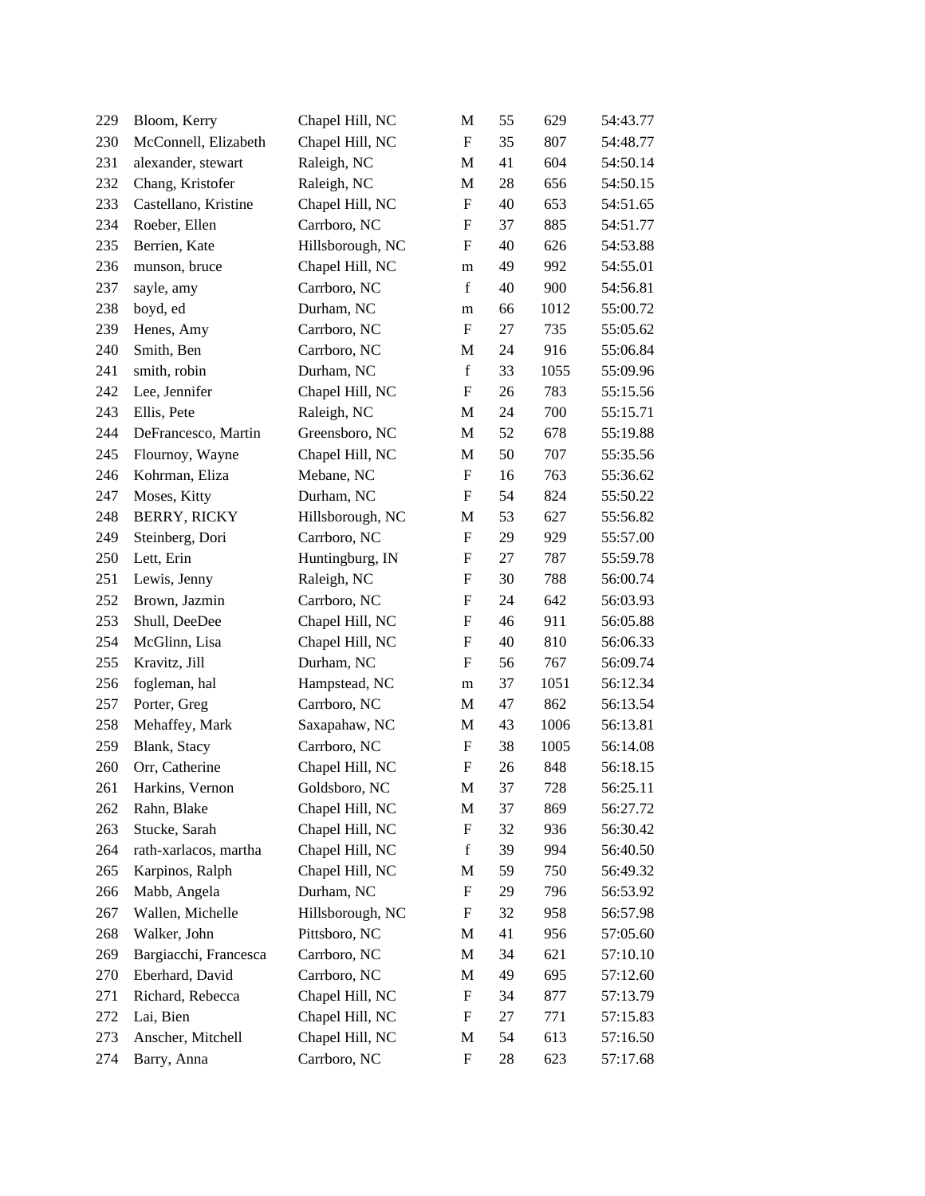| | | | | | | |
|---|---|---|---|---|---|---|
| 229 | Bloom, Kerry | Chapel Hill, NC | M | 55 | 629 | 54:43.77 |
| 230 | McConnell, Elizabeth | Chapel Hill, NC | F | 35 | 807 | 54:48.77 |
| 231 | alexander, stewart | Raleigh, NC | M | 41 | 604 | 54:50.14 |
| 232 | Chang, Kristofer | Raleigh, NC | M | 28 | 656 | 54:50.15 |
| 233 | Castellano, Kristine | Chapel Hill, NC | F | 40 | 653 | 54:51.65 |
| 234 | Roeber, Ellen | Carrboro, NC | F | 37 | 885 | 54:51.77 |
| 235 | Berrien, Kate | Hillsborough, NC | F | 40 | 626 | 54:53.88 |
| 236 | munson, bruce | Chapel Hill, NC | m | 49 | 992 | 54:55.01 |
| 237 | sayle, amy | Carrboro, NC | f | 40 | 900 | 54:56.81 |
| 238 | boyd, ed | Durham, NC | m | 66 | 1012 | 55:00.72 |
| 239 | Henes, Amy | Carrboro, NC | F | 27 | 735 | 55:05.62 |
| 240 | Smith, Ben | Carrboro, NC | M | 24 | 916 | 55:06.84 |
| 241 | smith, robin | Durham, NC | f | 33 | 1055 | 55:09.96 |
| 242 | Lee, Jennifer | Chapel Hill, NC | F | 26 | 783 | 55:15.56 |
| 243 | Ellis, Pete | Raleigh, NC | M | 24 | 700 | 55:15.71 |
| 244 | DeFrancesco, Martin | Greensboro, NC | M | 52 | 678 | 55:19.88 |
| 245 | Flournoy, Wayne | Chapel Hill, NC | M | 50 | 707 | 55:35.56 |
| 246 | Kohrman, Eliza | Mebane, NC | F | 16 | 763 | 55:36.62 |
| 247 | Moses, Kitty | Durham, NC | F | 54 | 824 | 55:50.22 |
| 248 | BERRY, RICKY | Hillsborough, NC | M | 53 | 627 | 55:56.82 |
| 249 | Steinberg, Dori | Carrboro, NC | F | 29 | 929 | 55:57.00 |
| 250 | Lett, Erin | Huntingburg, IN | F | 27 | 787 | 55:59.78 |
| 251 | Lewis, Jenny | Raleigh, NC | F | 30 | 788 | 56:00.74 |
| 252 | Brown, Jazmin | Carrboro, NC | F | 24 | 642 | 56:03.93 |
| 253 | Shull, DeeDee | Chapel Hill, NC | F | 46 | 911 | 56:05.88 |
| 254 | McGlinn, Lisa | Chapel Hill, NC | F | 40 | 810 | 56:06.33 |
| 255 | Kravitz, Jill | Durham, NC | F | 56 | 767 | 56:09.74 |
| 256 | fogleman, hal | Hampstead, NC | m | 37 | 1051 | 56:12.34 |
| 257 | Porter, Greg | Carrboro, NC | M | 47 | 862 | 56:13.54 |
| 258 | Mehaffey, Mark | Saxapahaw, NC | M | 43 | 1006 | 56:13.81 |
| 259 | Blank, Stacy | Carrboro, NC | F | 38 | 1005 | 56:14.08 |
| 260 | Orr, Catherine | Chapel Hill, NC | F | 26 | 848 | 56:18.15 |
| 261 | Harkins, Vernon | Goldsboro, NC | M | 37 | 728 | 56:25.11 |
| 262 | Rahn, Blake | Chapel Hill, NC | M | 37 | 869 | 56:27.72 |
| 263 | Stucke, Sarah | Chapel Hill, NC | F | 32 | 936 | 56:30.42 |
| 264 | rath-xarlacos, martha | Chapel Hill, NC | f | 39 | 994 | 56:40.50 |
| 265 | Karpinos, Ralph | Chapel Hill, NC | M | 59 | 750 | 56:49.32 |
| 266 | Mabb, Angela | Durham, NC | F | 29 | 796 | 56:53.92 |
| 267 | Wallen, Michelle | Hillsborough, NC | F | 32 | 958 | 56:57.98 |
| 268 | Walker, John | Pittsboro, NC | M | 41 | 956 | 57:05.60 |
| 269 | Bargiacchi, Francesca | Carrboro, NC | M | 34 | 621 | 57:10.10 |
| 270 | Eberhard, David | Carrboro, NC | M | 49 | 695 | 57:12.60 |
| 271 | Richard, Rebecca | Chapel Hill, NC | F | 34 | 877 | 57:13.79 |
| 272 | Lai, Bien | Chapel Hill, NC | F | 27 | 771 | 57:15.83 |
| 273 | Anscher, Mitchell | Chapel Hill, NC | M | 54 | 613 | 57:16.50 |
| 274 | Barry, Anna | Carrboro, NC | F | 28 | 623 | 57:17.68 |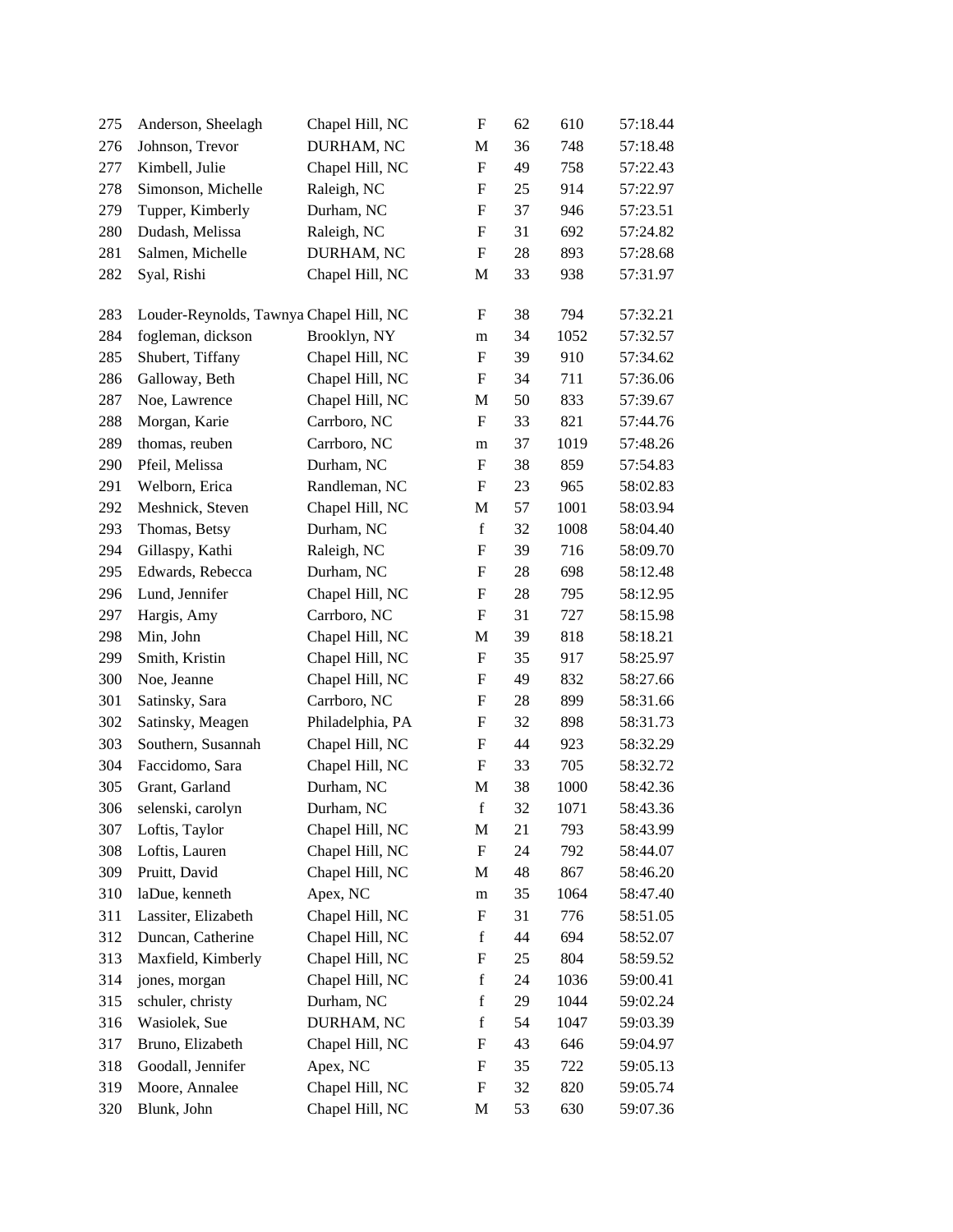| 275 | Anderson, Sheelagh | Chapel Hill, NC | F | 62 | 610 | 57:18.44 |
|---|---|---|---|---|---|---|
| 276 | Johnson, Trevor | DURHAM, NC | M | 36 | 748 | 57:18.48 |
| 277 | Kimbell, Julie | Chapel Hill, NC | F | 49 | 758 | 57:22.43 |
| 278 | Simonson, Michelle | Raleigh, NC | F | 25 | 914 | 57:22.97 |
| 279 | Tupper, Kimberly | Durham, NC | F | 37 | 946 | 57:23.51 |
| 280 | Dudash, Melissa | Raleigh, NC | F | 31 | 692 | 57:24.82 |
| 281 | Salmen, Michelle | DURHAM, NC | F | 28 | 893 | 57:28.68 |
| 282 | Syal, Rishi | Chapel Hill, NC | M | 33 | 938 | 57:31.97 |
| 283 | Louder-Reynolds, Tawnya | Chapel Hill, NC | F | 38 | 794 | 57:32.21 |
| 284 | fogleman, dickson | Brooklyn, NY | m | 34 | 1052 | 57:32.57 |
| 285 | Shubert, Tiffany | Chapel Hill, NC | F | 39 | 910 | 57:34.62 |
| 286 | Galloway, Beth | Chapel Hill, NC | F | 34 | 711 | 57:36.06 |
| 287 | Noe, Lawrence | Chapel Hill, NC | M | 50 | 833 | 57:39.67 |
| 288 | Morgan, Karie | Carrboro, NC | F | 33 | 821 | 57:44.76 |
| 289 | thomas, reuben | Carrboro, NC | m | 37 | 1019 | 57:48.26 |
| 290 | Pfeil, Melissa | Durham, NC | F | 38 | 859 | 57:54.83 |
| 291 | Welborn, Erica | Randleman, NC | F | 23 | 965 | 58:02.83 |
| 292 | Meshnick, Steven | Chapel Hill, NC | M | 57 | 1001 | 58:03.94 |
| 293 | Thomas, Betsy | Durham, NC | f | 32 | 1008 | 58:04.40 |
| 294 | Gillaspy, Kathi | Raleigh, NC | F | 39 | 716 | 58:09.70 |
| 295 | Edwards, Rebecca | Durham, NC | F | 28 | 698 | 58:12.48 |
| 296 | Lund, Jennifer | Chapel Hill, NC | F | 28 | 795 | 58:12.95 |
| 297 | Hargis, Amy | Carrboro, NC | F | 31 | 727 | 58:15.98 |
| 298 | Min, John | Chapel Hill, NC | M | 39 | 818 | 58:18.21 |
| 299 | Smith, Kristin | Chapel Hill, NC | F | 35 | 917 | 58:25.97 |
| 300 | Noe, Jeanne | Chapel Hill, NC | F | 49 | 832 | 58:27.66 |
| 301 | Satinsky, Sara | Carrboro, NC | F | 28 | 899 | 58:31.66 |
| 302 | Satinsky, Meagen | Philadelphia, PA | F | 32 | 898 | 58:31.73 |
| 303 | Southern, Susannah | Chapel Hill, NC | F | 44 | 923 | 58:32.29 |
| 304 | Faccidomo, Sara | Chapel Hill, NC | F | 33 | 705 | 58:32.72 |
| 305 | Grant, Garland | Durham, NC | M | 38 | 1000 | 58:42.36 |
| 306 | selenski, carolyn | Durham, NC | f | 32 | 1071 | 58:43.36 |
| 307 | Loftis, Taylor | Chapel Hill, NC | M | 21 | 793 | 58:43.99 |
| 308 | Loftis, Lauren | Chapel Hill, NC | F | 24 | 792 | 58:44.07 |
| 309 | Pruitt, David | Chapel Hill, NC | M | 48 | 867 | 58:46.20 |
| 310 | laDue, kenneth | Apex, NC | m | 35 | 1064 | 58:47.40 |
| 311 | Lassiter, Elizabeth | Chapel Hill, NC | F | 31 | 776 | 58:51.05 |
| 312 | Duncan, Catherine | Chapel Hill, NC | f | 44 | 694 | 58:52.07 |
| 313 | Maxfield, Kimberly | Chapel Hill, NC | F | 25 | 804 | 58:59.52 |
| 314 | jones, morgan | Chapel Hill, NC | f | 24 | 1036 | 59:00.41 |
| 315 | schuler, christy | Durham, NC | f | 29 | 1044 | 59:02.24 |
| 316 | Wasiolek, Sue | DURHAM, NC | f | 54 | 1047 | 59:03.39 |
| 317 | Bruno, Elizabeth | Chapel Hill, NC | F | 43 | 646 | 59:04.97 |
| 318 | Goodall, Jennifer | Apex, NC | F | 35 | 722 | 59:05.13 |
| 319 | Moore, Annalee | Chapel Hill, NC | F | 32 | 820 | 59:05.74 |
| 320 | Blunk, John | Chapel Hill, NC | M | 53 | 630 | 59:07.36 |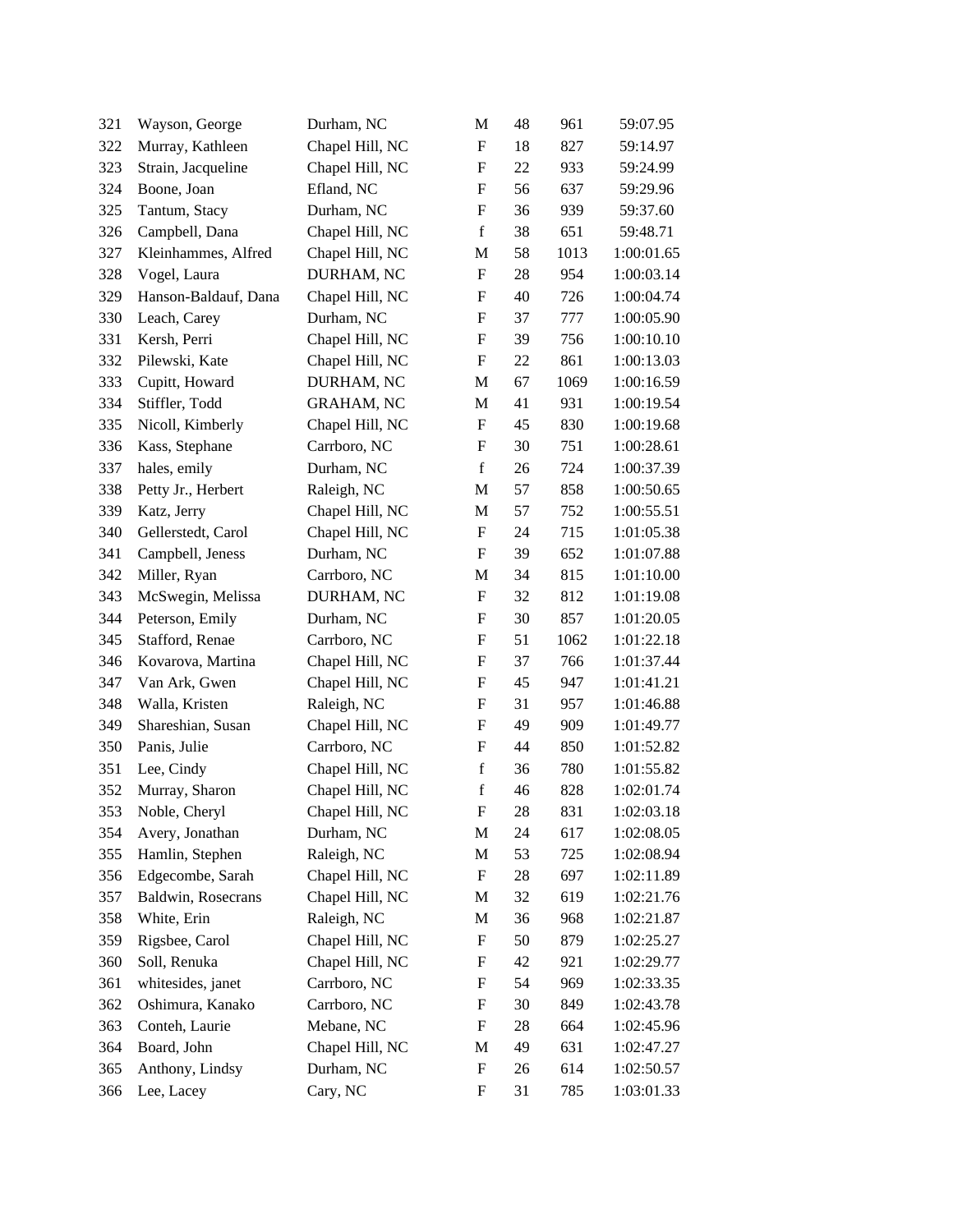| | | | | | | |
|---|---|---|---|---|---|---|
| 321 | Wayson, George | Durham, NC | M | 48 | 961 | 59:07.95 |
| 322 | Murray, Kathleen | Chapel Hill, NC | F | 18 | 827 | 59:14.97 |
| 323 | Strain, Jacqueline | Chapel Hill, NC | F | 22 | 933 | 59:24.99 |
| 324 | Boone, Joan | Efland, NC | F | 56 | 637 | 59:29.96 |
| 325 | Tantum, Stacy | Durham, NC | F | 36 | 939 | 59:37.60 |
| 326 | Campbell, Dana | Chapel Hill, NC | f | 38 | 651 | 59:48.71 |
| 327 | Kleinhammes, Alfred | Chapel Hill, NC | M | 58 | 1013 | 1:00:01.65 |
| 328 | Vogel, Laura | DURHAM, NC | F | 28 | 954 | 1:00:03.14 |
| 329 | Hanson-Baldauf, Dana | Chapel Hill, NC | F | 40 | 726 | 1:00:04.74 |
| 330 | Leach, Carey | Durham, NC | F | 37 | 777 | 1:00:05.90 |
| 331 | Kersh, Perri | Chapel Hill, NC | F | 39 | 756 | 1:00:10.10 |
| 332 | Pilewski, Kate | Chapel Hill, NC | F | 22 | 861 | 1:00:13.03 |
| 333 | Cupitt, Howard | DURHAM, NC | M | 67 | 1069 | 1:00:16.59 |
| 334 | Stiffler, Todd | GRAHAM, NC | M | 41 | 931 | 1:00:19.54 |
| 335 | Nicoll, Kimberly | Chapel Hill, NC | F | 45 | 830 | 1:00:19.68 |
| 336 | Kass, Stephane | Carrboro, NC | F | 30 | 751 | 1:00:28.61 |
| 337 | hales, emily | Durham, NC | f | 26 | 724 | 1:00:37.39 |
| 338 | Petty Jr., Herbert | Raleigh, NC | M | 57 | 858 | 1:00:50.65 |
| 339 | Katz, Jerry | Chapel Hill, NC | M | 57 | 752 | 1:00:55.51 |
| 340 | Gellerstedt, Carol | Chapel Hill, NC | F | 24 | 715 | 1:01:05.38 |
| 341 | Campbell, Jeness | Durham, NC | F | 39 | 652 | 1:01:07.88 |
| 342 | Miller, Ryan | Carrboro, NC | M | 34 | 815 | 1:01:10.00 |
| 343 | McSwegin, Melissa | DURHAM, NC | F | 32 | 812 | 1:01:19.08 |
| 344 | Peterson, Emily | Durham, NC | F | 30 | 857 | 1:01:20.05 |
| 345 | Stafford, Renae | Carrboro, NC | F | 51 | 1062 | 1:01:22.18 |
| 346 | Kovarova, Martina | Chapel Hill, NC | F | 37 | 766 | 1:01:37.44 |
| 347 | Van Ark, Gwen | Chapel Hill, NC | F | 45 | 947 | 1:01:41.21 |
| 348 | Walla, Kristen | Raleigh, NC | F | 31 | 957 | 1:01:46.88 |
| 349 | Shareshian, Susan | Chapel Hill, NC | F | 49 | 909 | 1:01:49.77 |
| 350 | Panis, Julie | Carrboro, NC | F | 44 | 850 | 1:01:52.82 |
| 351 | Lee, Cindy | Chapel Hill, NC | f | 36 | 780 | 1:01:55.82 |
| 352 | Murray, Sharon | Chapel Hill, NC | f | 46 | 828 | 1:02:01.74 |
| 353 | Noble, Cheryl | Chapel Hill, NC | F | 28 | 831 | 1:02:03.18 |
| 354 | Avery, Jonathan | Durham, NC | M | 24 | 617 | 1:02:08.05 |
| 355 | Hamlin, Stephen | Raleigh, NC | M | 53 | 725 | 1:02:08.94 |
| 356 | Edgecombe, Sarah | Chapel Hill, NC | F | 28 | 697 | 1:02:11.89 |
| 357 | Baldwin, Rosecrans | Chapel Hill, NC | M | 32 | 619 | 1:02:21.76 |
| 358 | White, Erin | Raleigh, NC | M | 36 | 968 | 1:02:21.87 |
| 359 | Rigsbee, Carol | Chapel Hill, NC | F | 50 | 879 | 1:02:25.27 |
| 360 | Soll, Renuka | Chapel Hill, NC | F | 42 | 921 | 1:02:29.77 |
| 361 | whitesides, janet | Carrboro, NC | F | 54 | 969 | 1:02:33.35 |
| 362 | Oshimura, Kanako | Carrboro, NC | F | 30 | 849 | 1:02:43.78 |
| 363 | Conteh, Laurie | Mebane, NC | F | 28 | 664 | 1:02:45.96 |
| 364 | Board, John | Chapel Hill, NC | M | 49 | 631 | 1:02:47.27 |
| 365 | Anthony, Lindsy | Durham, NC | F | 26 | 614 | 1:02:50.57 |
| 366 | Lee, Lacey | Cary, NC | F | 31 | 785 | 1:03:01.33 |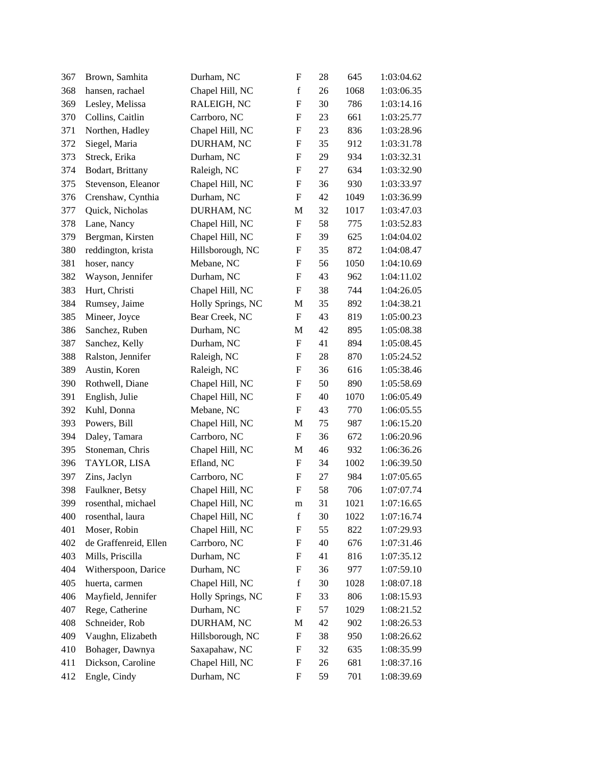| | | | | | | |
|---|---|---|---|---|---|---|
| 367 | Brown, Samhita | Durham, NC | F | 28 | 645 | 1:03:04.62 |
| 368 | hansen, rachael | Chapel Hill, NC | f | 26 | 1068 | 1:03:06.35 |
| 369 | Lesley, Melissa | RALEIGH, NC | F | 30 | 786 | 1:03:14.16 |
| 370 | Collins, Caitlin | Carrboro, NC | F | 23 | 661 | 1:03:25.77 |
| 371 | Northen, Hadley | Chapel Hill, NC | F | 23 | 836 | 1:03:28.96 |
| 372 | Siegel, Maria | DURHAM, NC | F | 35 | 912 | 1:03:31.78 |
| 373 | Streck, Erika | Durham, NC | F | 29 | 934 | 1:03:32.31 |
| 374 | Bodart, Brittany | Raleigh, NC | F | 27 | 634 | 1:03:32.90 |
| 375 | Stevenson, Eleanor | Chapel Hill, NC | F | 36 | 930 | 1:03:33.97 |
| 376 | Crenshaw, Cynthia | Durham, NC | F | 42 | 1049 | 1:03:36.99 |
| 377 | Quick, Nicholas | DURHAM, NC | M | 32 | 1017 | 1:03:47.03 |
| 378 | Lane, Nancy | Chapel Hill, NC | F | 58 | 775 | 1:03:52.83 |
| 379 | Bergman, Kirsten | Chapel Hill, NC | F | 39 | 625 | 1:04:04.02 |
| 380 | reddington, krista | Hillsborough, NC | F | 35 | 872 | 1:04:08.47 |
| 381 | hoser, nancy | Mebane, NC | F | 56 | 1050 | 1:04:10.69 |
| 382 | Wayson, Jennifer | Durham, NC | F | 43 | 962 | 1:04:11.02 |
| 383 | Hurt, Christi | Chapel Hill, NC | F | 38 | 744 | 1:04:26.05 |
| 384 | Rumsey, Jaime | Holly Springs, NC | M | 35 | 892 | 1:04:38.21 |
| 385 | Mineer, Joyce | Bear Creek, NC | F | 43 | 819 | 1:05:00.23 |
| 386 | Sanchez, Ruben | Durham, NC | M | 42 | 895 | 1:05:08.38 |
| 387 | Sanchez, Kelly | Durham, NC | F | 41 | 894 | 1:05:08.45 |
| 388 | Ralston, Jennifer | Raleigh, NC | F | 28 | 870 | 1:05:24.52 |
| 389 | Austin, Koren | Raleigh, NC | F | 36 | 616 | 1:05:38.46 |
| 390 | Rothwell, Diane | Chapel Hill, NC | F | 50 | 890 | 1:05:58.69 |
| 391 | English, Julie | Chapel Hill, NC | F | 40 | 1070 | 1:06:05.49 |
| 392 | Kuhl, Donna | Mebane, NC | F | 43 | 770 | 1:06:05.55 |
| 393 | Powers, Bill | Chapel Hill, NC | M | 75 | 987 | 1:06:15.20 |
| 394 | Daley, Tamara | Carrboro, NC | F | 36 | 672 | 1:06:20.96 |
| 395 | Stoneman, Chris | Chapel Hill, NC | M | 46 | 932 | 1:06:36.26 |
| 396 | TAYLOR, LISA | Efland, NC | F | 34 | 1002 | 1:06:39.50 |
| 397 | Zins, Jaclyn | Carrboro, NC | F | 27 | 984 | 1:07:05.65 |
| 398 | Faulkner, Betsy | Chapel Hill, NC | F | 58 | 706 | 1:07:07.74 |
| 399 | rosenthal, michael | Chapel Hill, NC | m | 31 | 1021 | 1:07:16.65 |
| 400 | rosenthal, laura | Chapel Hill, NC | f | 30 | 1022 | 1:07:16.74 |
| 401 | Moser, Robin | Chapel Hill, NC | F | 55 | 822 | 1:07:29.93 |
| 402 | de Graffenreid, Ellen | Carrboro, NC | F | 40 | 676 | 1:07:31.46 |
| 403 | Mills, Priscilla | Durham, NC | F | 41 | 816 | 1:07:35.12 |
| 404 | Witherspoon, Darice | Durham, NC | F | 36 | 977 | 1:07:59.10 |
| 405 | huerta, carmen | Chapel Hill, NC | f | 30 | 1028 | 1:08:07.18 |
| 406 | Mayfield, Jennifer | Holly Springs, NC | F | 33 | 806 | 1:08:15.93 |
| 407 | Rege, Catherine | Durham, NC | F | 57 | 1029 | 1:08:21.52 |
| 408 | Schneider, Rob | DURHAM, NC | M | 42 | 902 | 1:08:26.53 |
| 409 | Vaughn, Elizabeth | Hillsborough, NC | F | 38 | 950 | 1:08:26.62 |
| 410 | Bohager, Dawnya | Saxapahaw, NC | F | 32 | 635 | 1:08:35.99 |
| 411 | Dickson, Caroline | Chapel Hill, NC | F | 26 | 681 | 1:08:37.16 |
| 412 | Engle, Cindy | Durham, NC | F | 59 | 701 | 1:08:39.69 |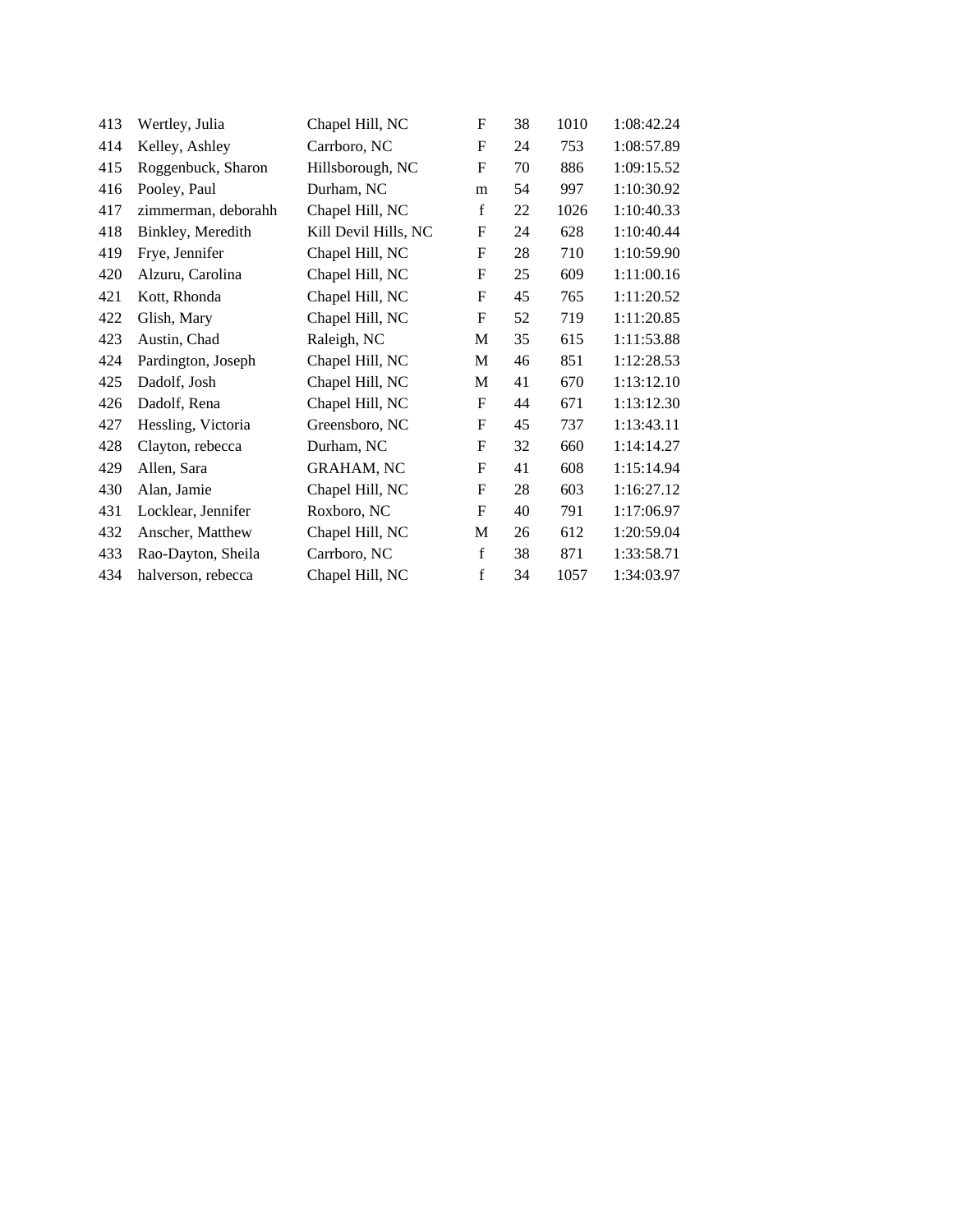| | | | | | | |
|---|---|---|---|---|---|---|
| 413 | Wertley, Julia | Chapel Hill, NC | F | 38 | 1010 | 1:08:42.24 |
| 414 | Kelley, Ashley | Carrboro, NC | F | 24 | 753 | 1:08:57.89 |
| 415 | Roggenbuck, Sharon | Hillsborough, NC | F | 70 | 886 | 1:09:15.52 |
| 416 | Pooley, Paul | Durham, NC | m | 54 | 997 | 1:10:30.92 |
| 417 | zimmerman, deborahh | Chapel Hill, NC | f | 22 | 1026 | 1:10:40.33 |
| 418 | Binkley, Meredith | Kill Devil Hills, NC | F | 24 | 628 | 1:10:40.44 |
| 419 | Frye, Jennifer | Chapel Hill, NC | F | 28 | 710 | 1:10:59.90 |
| 420 | Alzuru, Carolina | Chapel Hill, NC | F | 25 | 609 | 1:11:00.16 |
| 421 | Kott, Rhonda | Chapel Hill, NC | F | 45 | 765 | 1:11:20.52 |
| 422 | Glish, Mary | Chapel Hill, NC | F | 52 | 719 | 1:11:20.85 |
| 423 | Austin, Chad | Raleigh, NC | M | 35 | 615 | 1:11:53.88 |
| 424 | Pardington, Joseph | Chapel Hill, NC | M | 46 | 851 | 1:12:28.53 |
| 425 | Dadolf, Josh | Chapel Hill, NC | M | 41 | 670 | 1:13:12.10 |
| 426 | Dadolf, Rena | Chapel Hill, NC | F | 44 | 671 | 1:13:12.30 |
| 427 | Hessling, Victoria | Greensboro, NC | F | 45 | 737 | 1:13:43.11 |
| 428 | Clayton, rebecca | Durham, NC | F | 32 | 660 | 1:14:14.27 |
| 429 | Allen, Sara | GRAHAM, NC | F | 41 | 608 | 1:15:14.94 |
| 430 | Alan, Jamie | Chapel Hill, NC | F | 28 | 603 | 1:16:27.12 |
| 431 | Locklear, Jennifer | Roxboro, NC | F | 40 | 791 | 1:17:06.97 |
| 432 | Anscher, Matthew | Chapel Hill, NC | M | 26 | 612 | 1:20:59.04 |
| 433 | Rao-Dayton, Sheila | Carrboro, NC | f | 38 | 871 | 1:33:58.71 |
| 434 | halverson, rebecca | Chapel Hill, NC | f | 34 | 1057 | 1:34:03.97 |